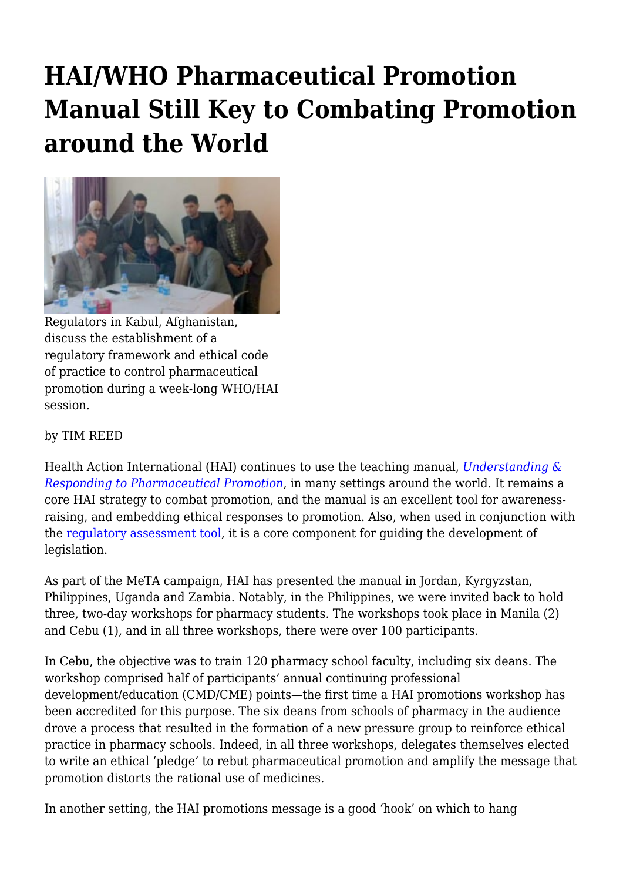# HAI/WHO Pharmaceutical Promotion Manual Still Key to Combating Promotion around the World

Regulators in Kabul, Afghanistan, discuss the establishment of a regulatory framework and ethical code of practice to control pharmaceutical promotion during a week-long WHO/HAI session.

by TIM REED

Health Action International (HAI) continues to use the teaching manual, *Understanding & Responding to Pharmaceutical Promotion*, in many settings around the world. It remains a core HAI strategy to combat promotion, and the manual is an excellent tool for awareness-raising, and embedding ethical responses to promotion. Also, when used in conjunction with the regulatory assessment tool, it is a core component for guiding the development of legislation.

As part of the MeTA campaign, HAI has presented the manual in Jordan, Kyrgyzstan, Philippines, Uganda and Zambia. Notably, in the Philippines, we were invited back to hold three, two-day workshops for pharmacy students. The workshops took place in Manila (2) and Cebu (1), and in all three workshops, there were over 100 participants.

In Cebu, the objective was to train 120 pharmacy school faculty, including six deans. The workshop comprised half of participants' annual continuing professional development/education (CMD/CME) points—the first time a HAI promotions workshop has been accredited for this purpose. The six deans from schools of pharmacy in the audience drove a process that resulted in the formation of a new pressure group to reinforce ethical practice in pharmacy schools. Indeed, in all three workshops, delegates themselves elected to write an ethical 'pledge' to rebut pharmaceutical promotion and amplify the message that promotion distorts the rational use of medicines.

In another setting, the HAI promotions message is a good 'hook' on which to hang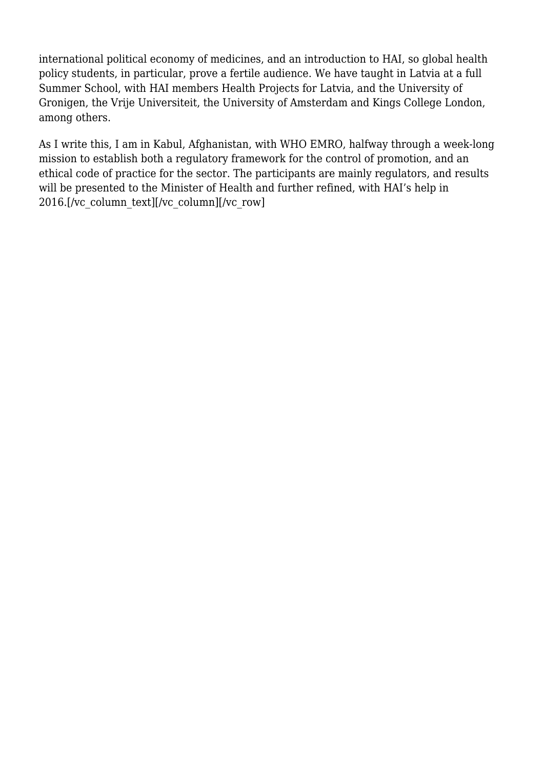international political economy of medicines, and an introduction to HAI, so global health policy students, in particular, prove a fertile audience. We have taught in Latvia at a full Summer School, with HAI members Health Projects for Latvia, and the University of Gronigen, the Vrije Universiteit, the University of Amsterdam and Kings College London, among others.

As I write this, I am in Kabul, Afghanistan, with WHO EMRO, halfway through a week-long mission to establish both a regulatory framework for the control of promotion, and an ethical code of practice for the sector. The participants are mainly regulators, and results will be presented to the Minister of Health and further refined, with HAI's help in 2016.[/vc_column_text][/vc_column][/vc_row]